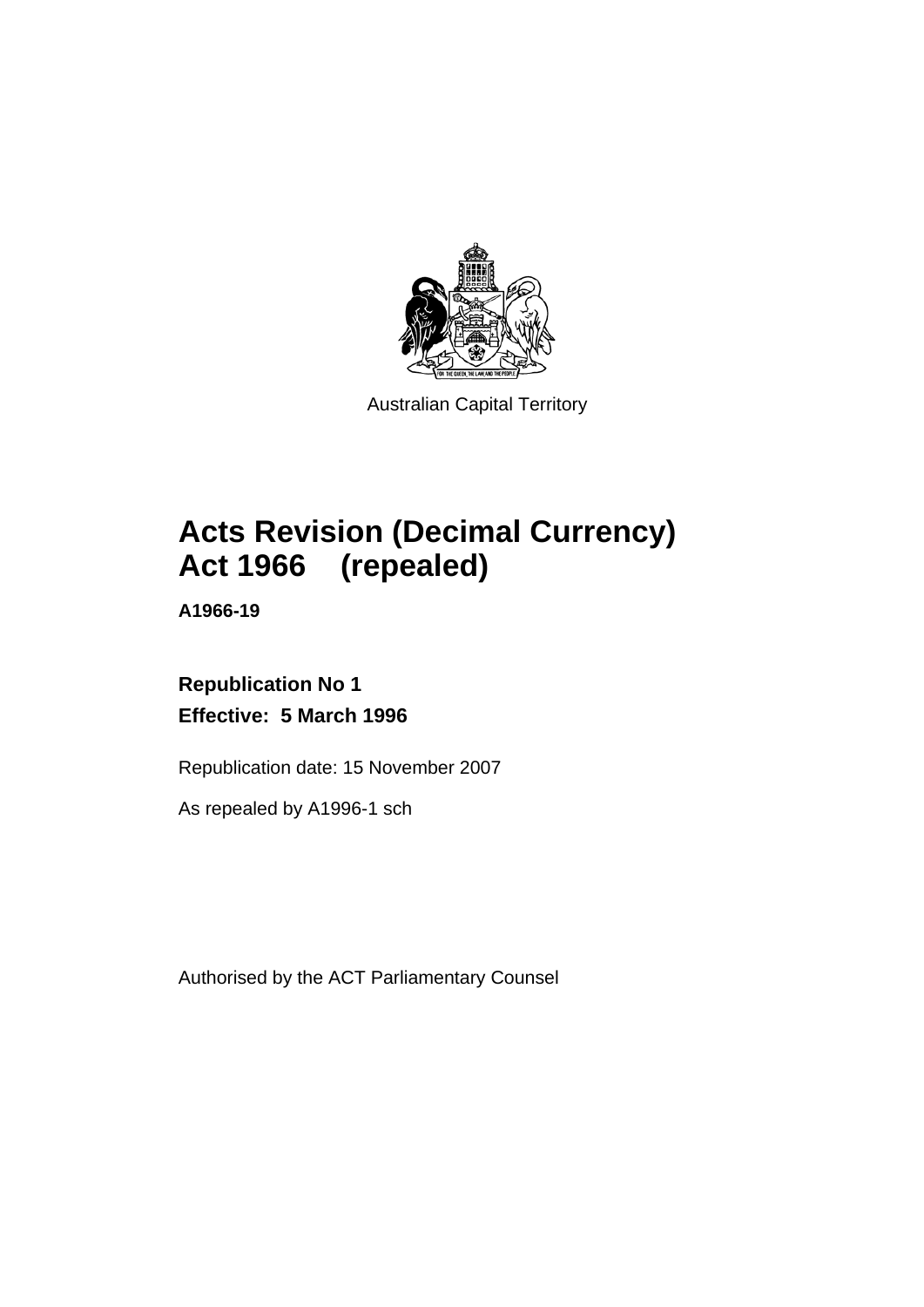Australian Capital Territory

# Acts Revision (Decimal Currency) Act 1966 (repealed)

**A1966-19**

**Republication No 1**

**Effective: 5 March 1996**

Republication date: 15 November 2007

As repealed by A1996-1 sch

Authorised by the ACT Parliamentary Counsel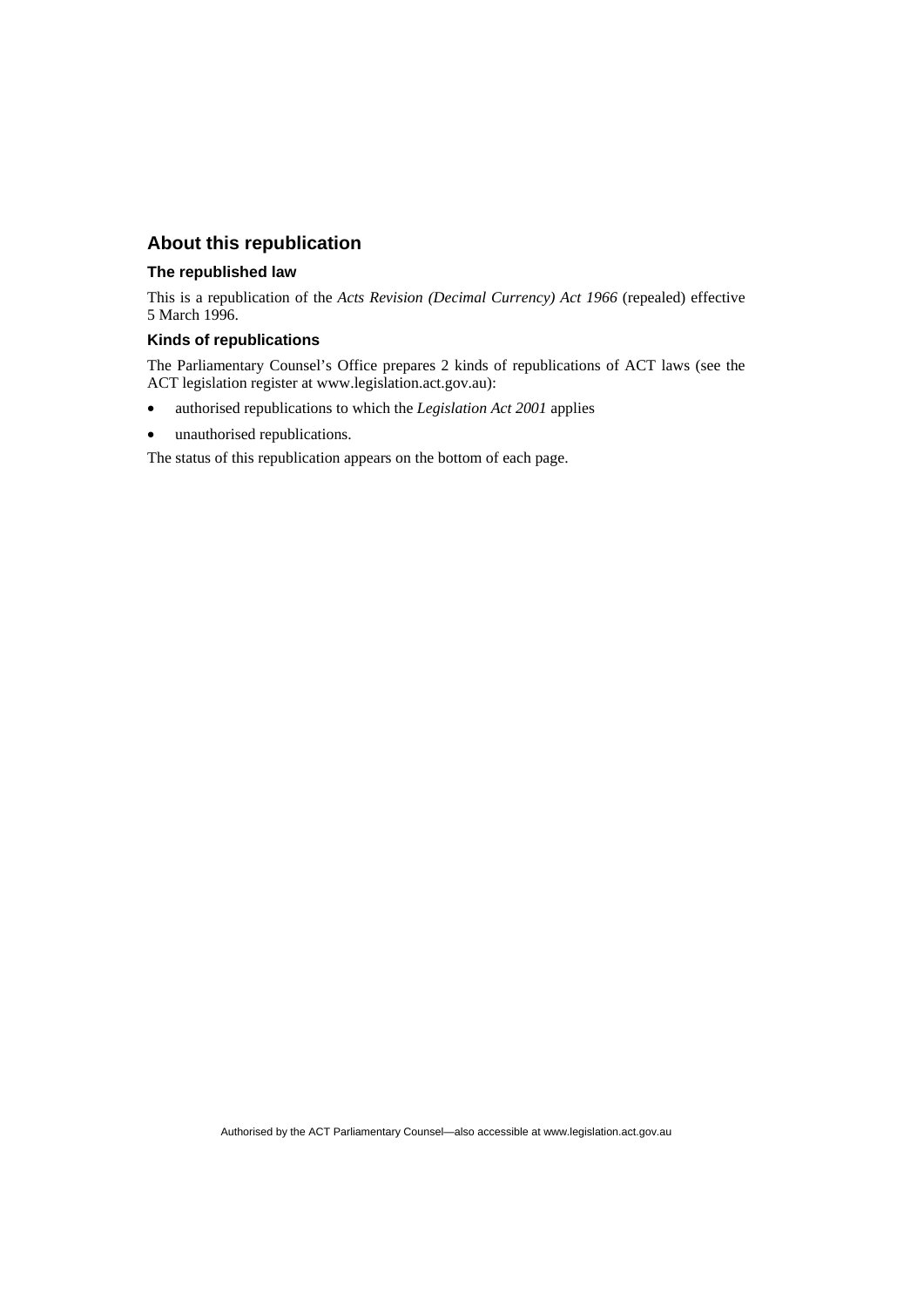## About this republication

### The republished law

This is a republication of the *Acts Revision (Decimal Currency) Act 1966* (repealed) effective 5 March 1996.

### Kinds of republications

The Parliamentary Counsel's Office prepares 2 kinds of republications of ACT laws (see the ACT legislation register at www.legislation.act.gov.au):

- authorised republications to which the *Legislation Act 2001* applies
- unauthorised republications.

The status of this republication appears on the bottom of each page.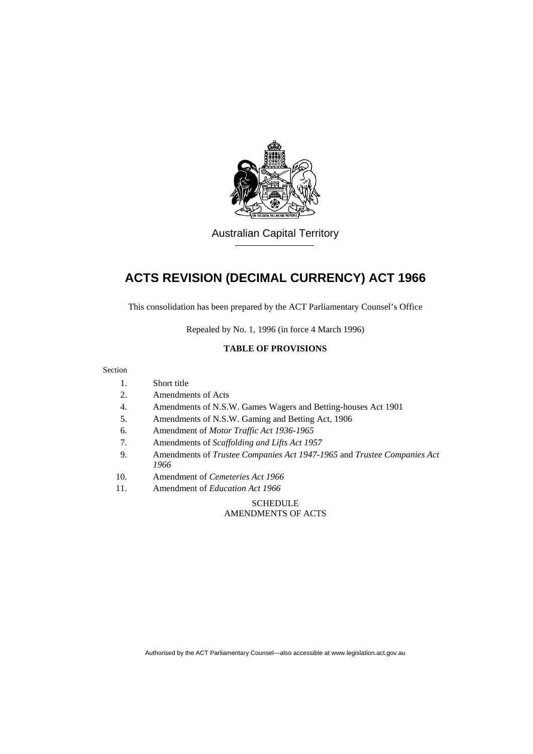Australian Capital Territory

# ACTS REVISION (DECIMAL CURRENCY) ACT 1966

This consolidation has been prepared by the ACT Parliamentary Counsel's Office

Repealed by No. 1, 1996 (in force 4 March 1996)

**TABLE OF PROVISIONS**

Section

1. Short title
2. Amendments of Acts
4. Amendments of N.S.W. Games Wagers and Betting-houses Act 1901
5. Amendments of N.S.W. Gaming and Betting Act, 1906
6. Amendment of *Motor Traffic Act 1936-1965*
7. Amendments of *Scaffolding and Lifts Act 1957*
9. Amendments of *Trustee Companies Act 1947-1965* and *Trustee Companies Act 1966*
10. Amendment of *Cemeteries Act 1966*
11. Amendment of *Education Act 1966*

SCHEDULE
AMENDMENTS OF ACTS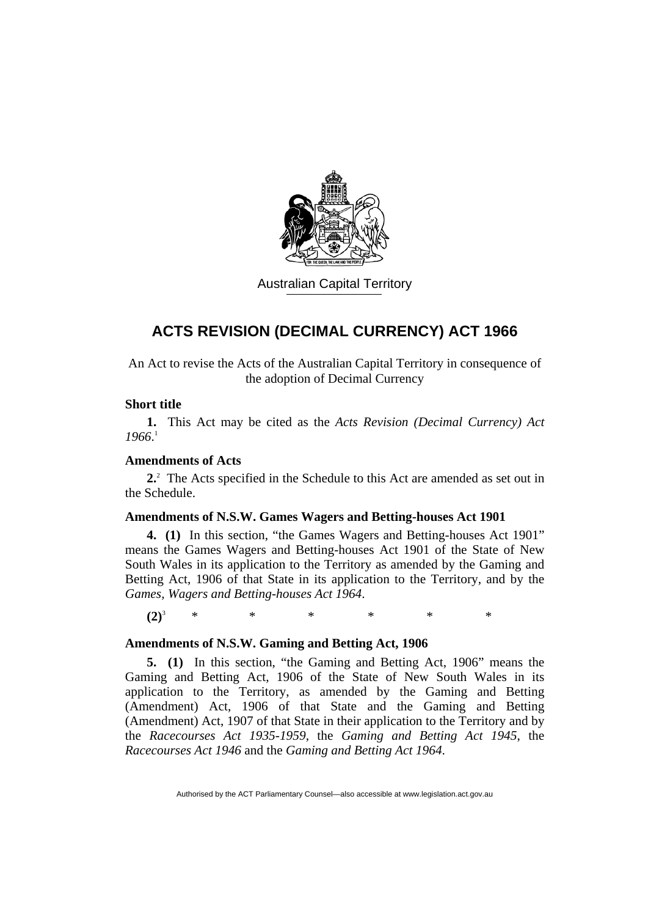Australian Capital Territory

# ACTS REVISION (DECIMAL CURRENCY) ACT 1966

An Act to revise the Acts of the Australian Capital Territory in consequence of the adoption of Decimal Currency

### Short title

**1.** This Act may be cited as the *Acts Revision (Decimal Currency) Act 1966*.[1]

### Amendments of Acts

**2.**[2] The Acts specified in the Schedule to this Act are amended as set out in the Schedule.

### Amendments of N.S.W. Games Wagers and Betting-houses Act 1901

**4. (1)** In this section, "the Games Wagers and Betting-houses Act 1901" means the Games Wagers and Betting-houses Act 1901 of the State of New South Wales in its application to the Territory as amended by the Gaming and Betting Act, 1906 of that State in its application to the Territory, and by the *Games, Wagers and Betting-houses Act 1964*.

**(2)**[3] * * * * * *

### Amendments of N.S.W. Gaming and Betting Act, 1906

**5. (1)** In this section, "the Gaming and Betting Act, 1906" means the Gaming and Betting Act, 1906 of the State of New South Wales in its application to the Territory, as amended by the Gaming and Betting (Amendment) Act, 1906 of that State and the Gaming and Betting (Amendment) Act, 1907 of that State in their application to the Territory and by the *Racecourses Act 1935-1959*, the *Gaming and Betting Act 1945*, the *Racecourses Act 1946* and the *Gaming and Betting Act 1964*.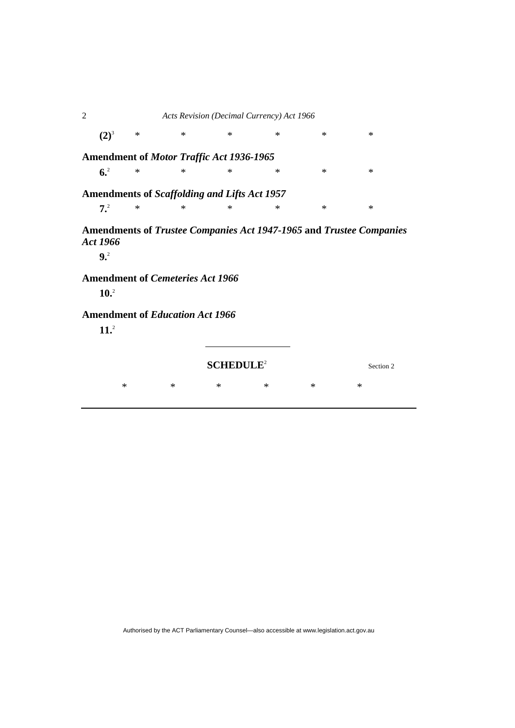**(2)**[3] * * * * * *

### Amendment of *Motor Traffic Act 1936-1965*

**6.**[2] * * * * * *

### Amendments of *Scaffolding and Lifts Act 1957*

**7.**[2] * * * * * *

### Amendments of *Trustee Companies Act 1947-1965* and *Trustee Companies Act 1966*

**9.**[2]

### Amendment of *Cemeteries Act 1966*

**10.**[2]

### Amendment of *Education Act 1966*

**11.**[2]

---

## SCHEDULE[2]

Section 2

* * * * * *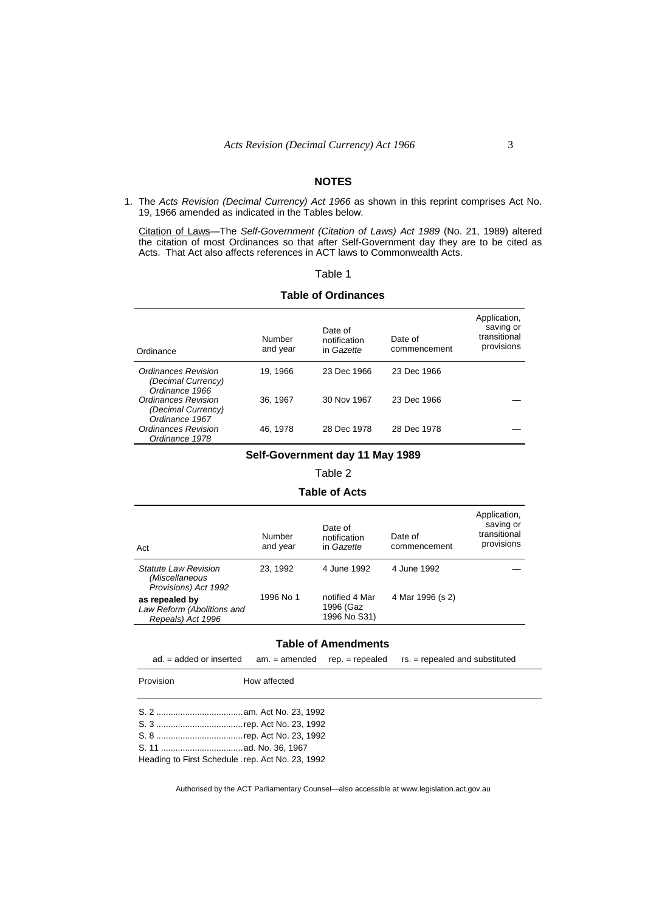## NOTES

1. The *Acts Revision (Decimal Currency) Act 1966* as shown in this reprint comprises Act No. 19, 1966 amended as indicated in the Tables below.

Citation of Laws—The *Self-Government (Citation of Laws) Act 1989* (No. 21, 1989) altered the citation of most Ordinances so that after Self-Government day they are to be cited as Acts. That Act also affects references in ACT laws to Commonwealth Acts.

Table 1

### Table of Ordinances

| Ordinance | Number and year | Date of notification in *Gazette* | Date of commencement | Application, saving or transitional provisions |
|---|---|---|---|---|
| *Ordinances Revision (Decimal Currency) Ordinance 1966* | 19, 1966 | 23 Dec 1966 | 23 Dec 1966 | |
| *Ordinances Revision (Decimal Currency) Ordinance 1967* | 36, 1967 | 30 Nov 1967 | 23 Dec 1966 | — |
| *Ordinances Revision Ordinance 1978* | 46, 1978 | 28 Dec 1978 | 28 Dec 1978 | — |

### Self-Government day 11 May 1989

Table 2

### Table of Acts

| Act | Number and year | Date of notification in *Gazette* | Date of commencement | Application, saving or transitional provisions |
|---|---|---|---|---|
| *Statute Law Revision (Miscellaneous Provisions) Act 1992* | 23, 1992 | 4 June 1992 | 4 June 1992 | — |
| **as repealed by** *Law Reform (Abolitions and Repeals) Act 1996* | 1996 No 1 | notified 4 Mar 1996 (Gaz 1996 No S31) | 4 Mar 1996 (s 2) | |

### Table of Amendments

ad. = added or inserted  am. = amended  rep. = repealed  rs. = repealed and substituted

| Provision | How affected |
|---|---|
| S. 2 | am. Act No. 23, 1992 |
| S. 3 | rep. Act No. 23, 1992 |
| S. 8 | rep. Act No. 23, 1992 |
| S. 11 | ad. No. 36, 1967 |
| Heading to First Schedule | rep. Act No. 23, 1992 |

Authorised by the ACT Parliamentary Counsel—also accessible at www.legislation.act.gov.au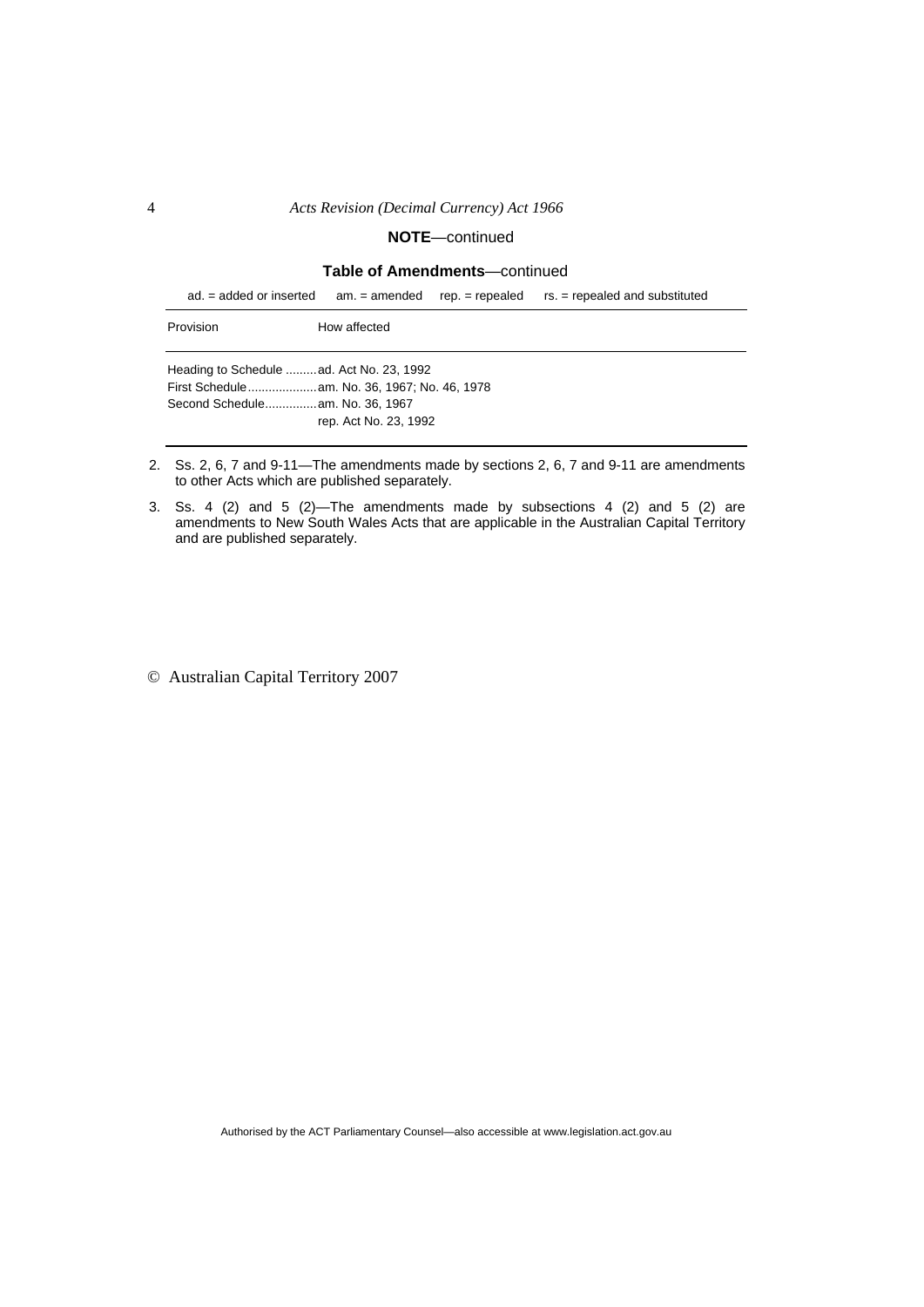**NOTE**—continued

**Table of Amendments**—continued

ad. = added or inserted  am. = amended  rep. = repealed  rs. = repealed and substituted

| Provision | How affected |
|---|---|
| Heading to Schedule | ad. Act No. 23, 1992 |
| First Schedule | am. No. 36, 1967; No. 46, 1978 |
| Second Schedule | am. No. 36, 1967 |
| | rep. Act No. 23, 1992 |

2. Ss. 2, 6, 7 and 9-11—The amendments made by sections 2, 6, 7 and 9-11 are amendments to other Acts which are published separately.

3. Ss. 4 (2) and 5 (2)—The amendments made by subsections 4 (2) and 5 (2) are amendments to New South Wales Acts that are applicable in the Australian Capital Territory and are published separately.

© Australian Capital Territory 2007